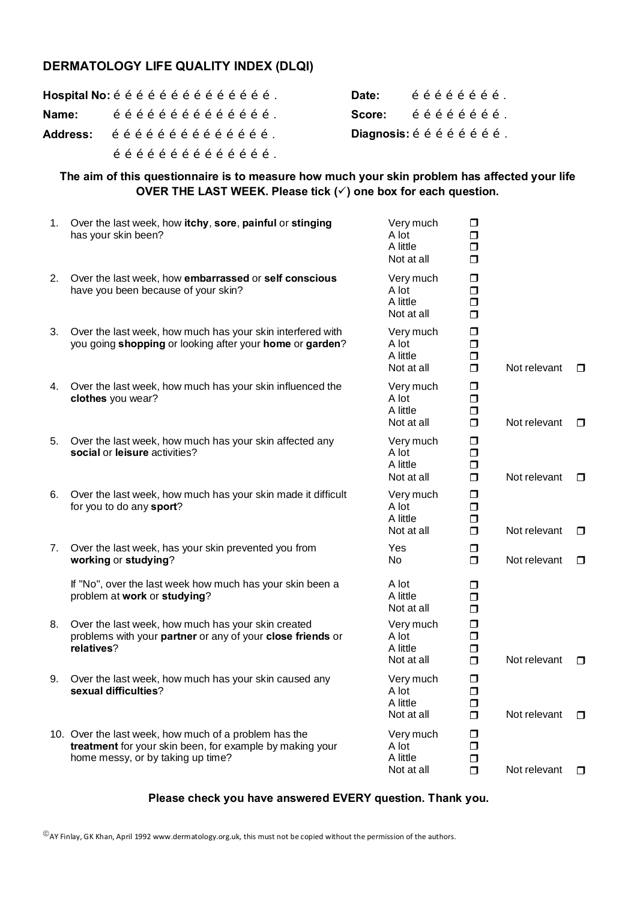# DERMATOLOGY LIFE QUALITY INDEX (DLQI)

**Hospital No:** é é é é é é é é é é é é é é .
**Name:** é é é é é é é é é é é é é é .
**Address:** é é é é é é é é é é é é é é .
é é é é é é é é é é é é é é .

**Date:** é é é é é é é é .
**Score:** é é é é é é é é .
**Diagnosis:** é é é é é é é é .

**The aim of this questionnaire is to measure how much your skin problem has affected your life OVER THE LAST WEEK. Please tick (✓) one box for each question.**

| | Question | Response | | | |
|---|---|---|---|---|---|
| 1. | Over the last week, how **itchy**, **sore**, **painful** or **stinging** has your skin been? | Very much | ❒ | | |
| | | A lot | ❒ | | |
| | | A little | ❒ | | |
| | | Not at all | ❒ | | |
| 2. | Over the last week, how **embarrassed** or **self conscious** have you been because of your skin? | Very much | ❒ | | |
| | | A lot | ❒ | | |
| | | A little | ❒ | | |
| | | Not at all | ❒ | | |
| 3. | Over the last week, how much has your skin interfered with you going **shopping** or looking after your **home** or **garden**? | Very much | ❒ | | |
| | | A lot | ❒ | | |
| | | A little | ❒ | | |
| | | Not at all | ❒ | Not relevant | ❒ |
| 4. | Over the last week, how much has your skin influenced the **clothes** you wear? | Very much | ❒ | | |
| | | A lot | ❒ | | |
| | | A little | ❒ | | |
| | | Not at all | ❒ | Not relevant | ❒ |
| 5. | Over the last week, how much has your skin affected any **social** or **leisure** activities? | Very much | ❒ | | |
| | | A lot | ❒ | | |
| | | A little | ❒ | | |
| | | Not at all | ❒ | Not relevant | ❒ |
| 6. | Over the last week, how much has your skin made it difficult for you to do any **sport**? | Very much | ❒ | | |
| | | A lot | ❒ | | |
| | | A little | ❒ | | |
| | | Not at all | ❒ | Not relevant | ❒ |
| 7. | Over the last week, has your skin prevented you from **working** or **studying**? | Yes | ❒ | | |
| | | No | ❒ | Not relevant | ❒ |
| | If "No", over the last week how much has your skin been a problem at **work** or **studying**? | A lot | ❒ | | |
| | | A little | ❒ | | |
| | | Not at all | ❒ | | |
| 8. | Over the last week, how much has your skin created problems with your **partner** or any of your **close friends** or **relatives**? | Very much | ❒ | | |
| | | A lot | ❒ | | |
| | | A little | ❒ | | |
| | | Not at all | ❒ | Not relevant | ❒ |
| 9. | Over the last week, how much has your skin caused any **sexual difficulties**? | Very much | ❒ | | |
| | | A lot | ❒ | | |
| | | A little | ❒ | | |
| | | Not at all | ❒ | Not relevant | ❒ |
| 10. | Over the last week, how much of a problem has the **treatment** for your skin been, for example by making your home messy, or by taking up time? | Very much | ❒ | | |
| | | A lot | ❒ | | |
| | | A little | ❒ | | |
| | | Not at all | ❒ | Not relevant | ❒ |

**Please check you have answered EVERY question. Thank you.**

©AY Finlay, GK Khan, April 1992 www.dermatology.org.uk, this must not be copied without the permission of the authors.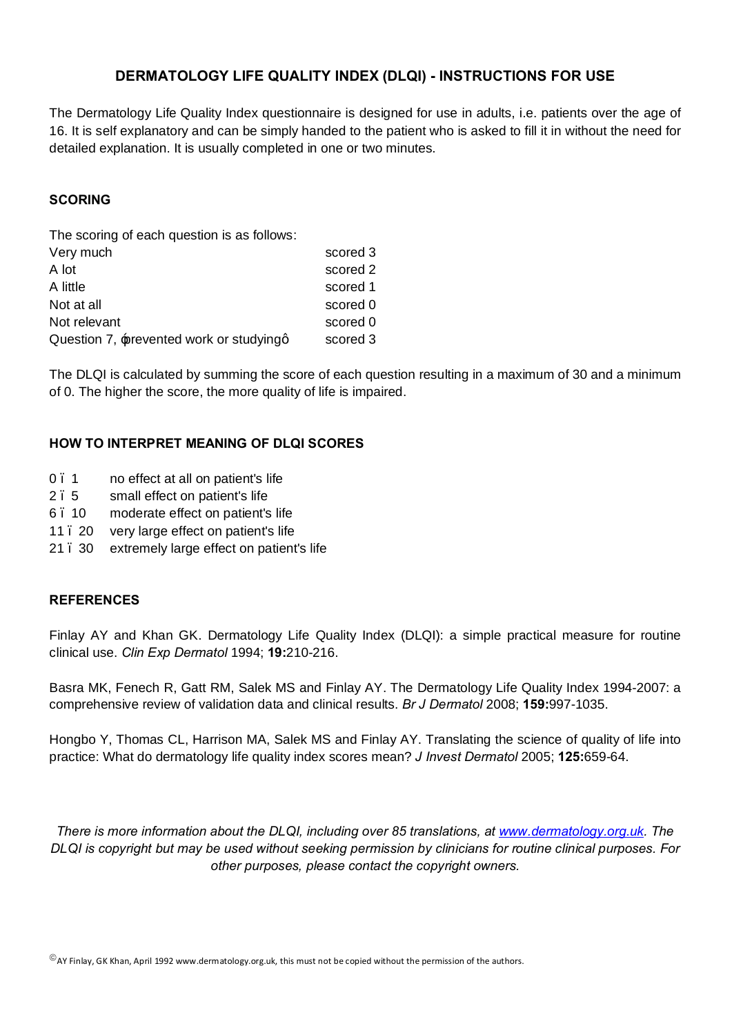# DERMATOLOGY LIFE QUALITY INDEX (DLQI) - INSTRUCTIONS FOR USE

The Dermatology Life Quality Index questionnaire is designed for use in adults, i.e. patients over the age of 16. It is self explanatory and can be simply handed to the patient who is asked to fill it in without the need for detailed explanation. It is usually completed in one or two minutes.

## SCORING

The scoring of each question is as follows:

| | |
|---|---|
| Very much | scored 3 |
| A lot | scored 2 |
| A little | scored 1 |
| Not at all | scored 0 |
| Not relevant | scored 0 |
| Question 7, 'prevented work or studying' | scored 3 |

The DLQI is calculated by summing the score of each question resulting in a maximum of 30 and a minimum of 0. The higher the score, the more quality of life is impaired.

## HOW TO INTERPRET MEANING OF DLQI SCORES

| | |
|---|---|
| 0 – 1 | no effect at all on patient's life |
| 2 – 5 | small effect on patient's life |
| 6 – 10 | moderate effect on patient's life |
| 11 – 20 | very large effect on patient's life |
| 21 – 30 | extremely large effect on patient's life |

## REFERENCES

Finlay AY and Khan GK. Dermatology Life Quality Index (DLQI): a simple practical measure for routine clinical use. *Clin Exp Dermatol* 1994; **19:**210-216.

Basra MK, Fenech R, Gatt RM, Salek MS and Finlay AY. The Dermatology Life Quality Index 1994-2007: a comprehensive review of validation data and clinical results. *Br J Dermatol* 2008; **159:**997-1035.

Hongbo Y, Thomas CL, Harrison MA, Salek MS and Finlay AY. Translating the science of quality of life into practice: What do dermatology life quality index scores mean? *J Invest Dermatol* 2005; **125:**659-64.

*There is more information about the DLQI, including over 85 translations, at [www.dermatology.org.uk](http://www.dermatology.org.uk). The DLQI is copyright but may be used without seeking permission by clinicians for routine clinical purposes. For other purposes, please contact the copyright owners.*

© AY Finlay, GK Khan, April 1992 www.dermatology.org.uk, this must not be copied without the permission of the authors.